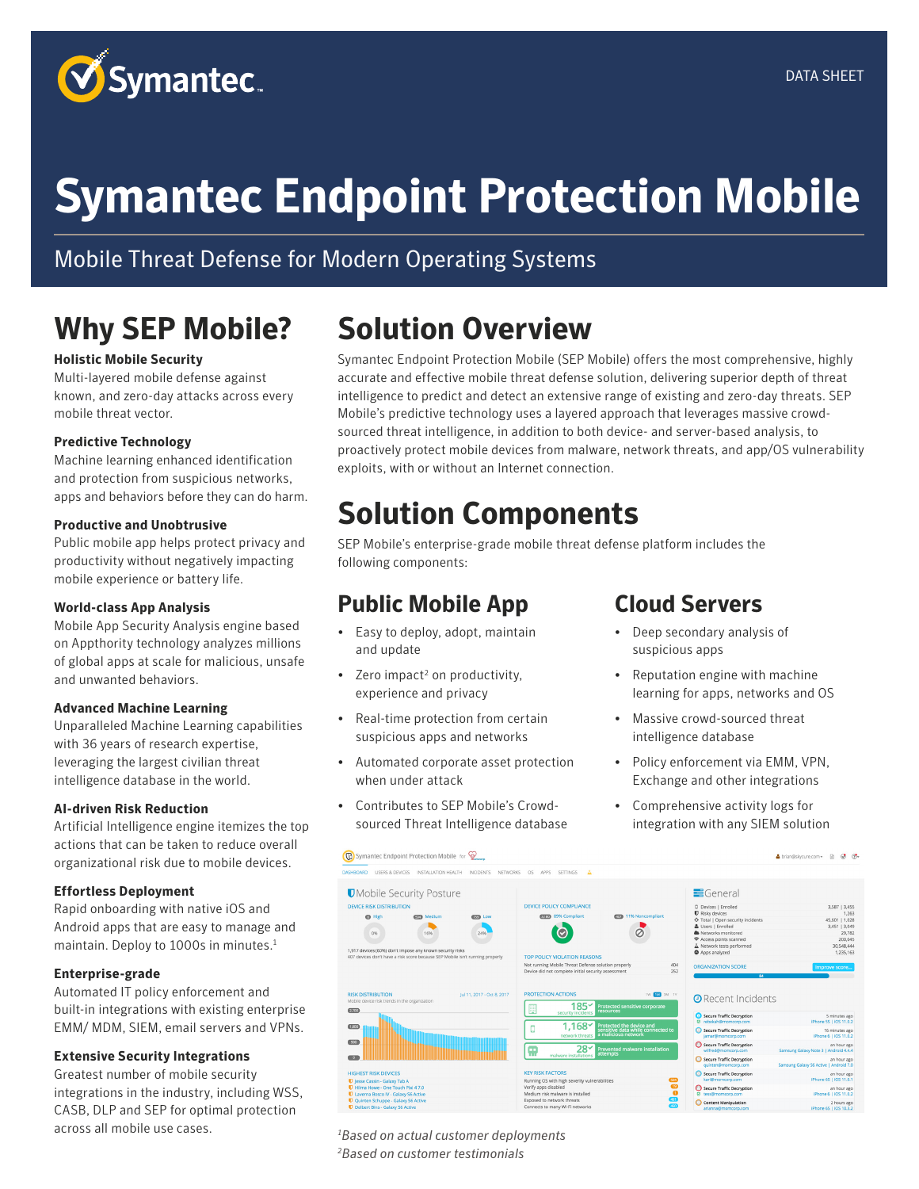DATA SHEET

# Symantec Endpoint Protection Mobile

Mobile Threat Defense for Modern Operating Systems

## Why SEP Mobile?

**Holistic Mobile Security**
Multi-layered mobile defense against known, and zero-day attacks across every mobile threat vector.

**Predictive Technology**
Machine learning enhanced identification and protection from suspicious networks, apps and behaviors before they can do harm.

**Productive and Unobtrusive**
Public mobile app helps protect privacy and productivity without negatively impacting mobile experience or battery life.

**World-class App Analysis**
Mobile App Security Analysis engine based on Appthority technology analyzes millions of global apps at scale for malicious, unsafe and unwanted behaviors.

**Advanced Machine Learning**
Unparalleled Machine Learning capabilities with 36 years of research expertise, leveraging the largest civilian threat intelligence database in the world.

**AI-driven Risk Reduction**
Artificial Intelligence engine itemizes the top actions that can be taken to reduce overall organizational risk due to mobile devices.

**Effortless Deployment**
Rapid onboarding with native iOS and Android apps that are easy to manage and maintain. Deploy to 1000s in minutes.[1]

**Enterprise-grade**
Automated IT policy enforcement and built-in integrations with existing enterprise EMM/ MDM, SIEM, email servers and VPNs.

**Extensive Security Integrations**
Greatest number of mobile security integrations in the industry, including WSS, CASB, DLP and SEP for optimal protection across all mobile use cases.

## Solution Overview

Symantec Endpoint Protection Mobile (SEP Mobile) offers the most comprehensive, highly accurate and effective mobile threat defense solution, delivering superior depth of threat intelligence to predict and detect an extensive range of existing and zero-day threats. SEP Mobile's predictive technology uses a layered approach that leverages massive crowd-sourced threat intelligence, in addition to both device- and server-based analysis, to proactively protect mobile devices from malware, network threats, and app/OS vulnerability exploits, with or without an Internet connection.

## Solution Components

SEP Mobile's enterprise-grade mobile threat defense platform includes the following components:

### Public Mobile App

- Easy to deploy, adopt, maintain and update
- Zero impact[2] on productivity, experience and privacy
- Real-time protection from certain suspicious apps and networks
- Automated corporate asset protection when under attack
- Contributes to SEP Mobile's Crowd-sourced Threat Intelligence database

### Cloud Servers

- Deep secondary analysis of suspicious apps
- Reputation engine with machine learning for apps, networks and OS
- Massive crowd-sourced threat intelligence database
- Policy enforcement via EMM, VPN, Exchange and other integrations
- Comprehensive activity logs for integration with any SIEM solution

*[1]Based on actual customer deployments*
*[2]Based on customer testimonials*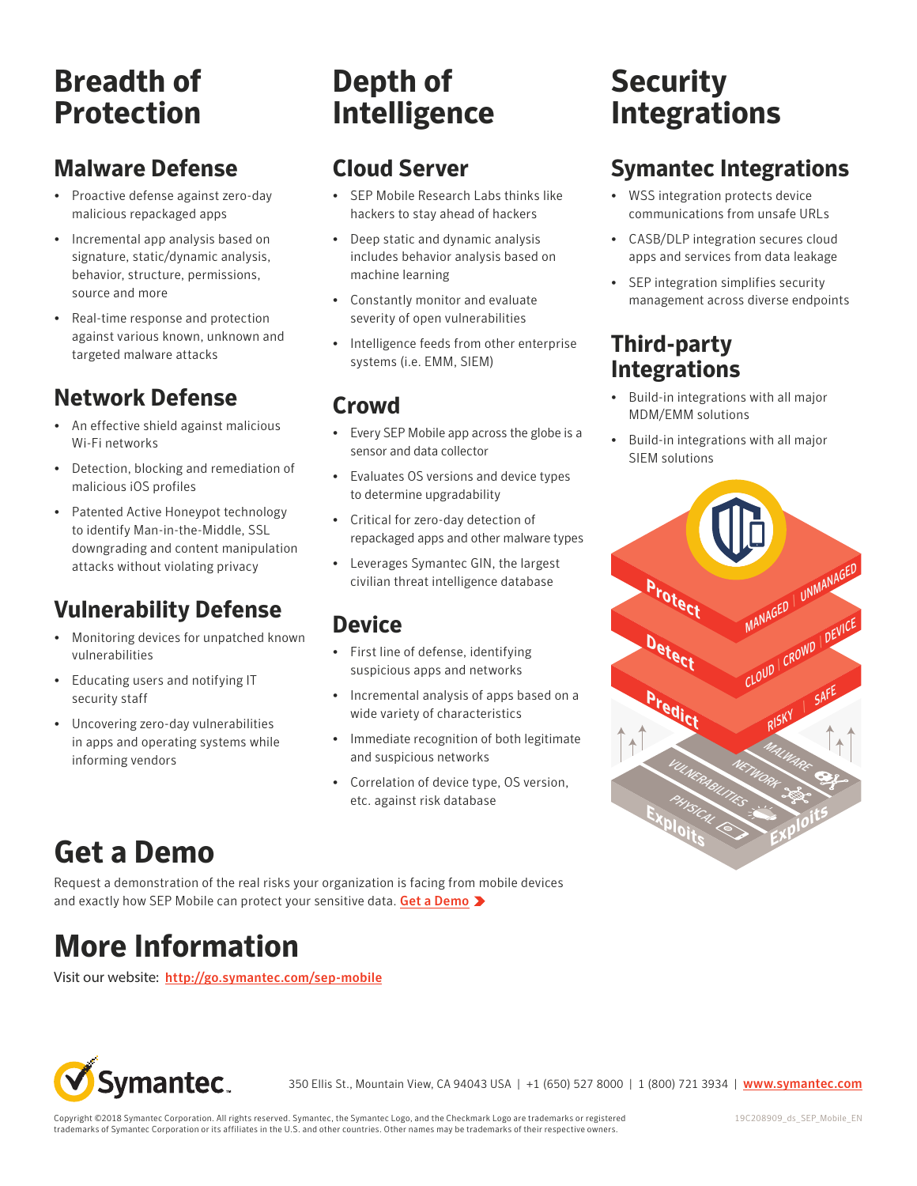# Breadth of Protection

## Malware Defense

- Proactive defense against zero-day malicious repackaged apps
- Incremental app analysis based on signature, static/dynamic analysis, behavior, structure, permissions, source and more
- Real-time response and protection against various known, unknown and targeted malware attacks

## Network Defense

- An effective shield against malicious Wi-Fi networks
- Detection, blocking and remediation of malicious iOS profiles
- Patented Active Honeypot technology to identify Man-in-the-Middle, SSL downgrading and content manipulation attacks without violating privacy

## Vulnerability Defense

- Monitoring devices for unpatched known vulnerabilities
- Educating users and notifying IT security staff
- Uncovering zero-day vulnerabilities in apps and operating systems while informing vendors

# Depth of Intelligence

## Cloud Server

- SEP Mobile Research Labs thinks like hackers to stay ahead of hackers
- Deep static and dynamic analysis includes behavior analysis based on machine learning
- Constantly monitor and evaluate severity of open vulnerabilities
- Intelligence feeds from other enterprise systems (i.e. EMM, SIEM)

## Crowd

- Every SEP Mobile app across the globe is a sensor and data collector
- Evaluates OS versions and device types to determine upgradability
- Critical for zero-day detection of repackaged apps and other malware types
- Leverages Symantec GIN, the largest civilian threat intelligence database

## Device

- First line of defense, identifying suspicious apps and networks
- Incremental analysis of apps based on a wide variety of characteristics
- Immediate recognition of both legitimate and suspicious networks
- Correlation of device type, OS version, etc. against risk database

# Security Integrations

## Symantec Integrations

- WSS integration protects device communications from unsafe URLs
- CASB/DLP integration secures cloud apps and services from data leakage
- SEP integration simplifies security management across diverse endpoints

## Third-party Integrations

- Build-in integrations with all major MDM/EMM solutions
- Build-in integrations with all major SIEM solutions

Protect
MANAGED | UNMANAGED
Detect
CLOUD | CROWD | DEVICE
Predict
RISKY | SAFE
MALWARE
NETWORK
VULNERABILITIES
PHYSICAL
Exploits
Exploits

# Get a Demo

Request a demonstration of the real risks your organization is facing from mobile devices and exactly how SEP Mobile can protect your sensitive data. Get a Demo

# More Information

Visit our website: http://go.symantec.com/sep-mobile

Symantec.

350 Ellis St., Mountain View, CA 94043 USA | +1 (650) 527 8000 | 1 (800) 721 3934 | www.symantec.com

Copyright ©2018 Symantec Corporation. All rights reserved. Symantec, the Symantec Logo, and the Checkmark Logo are trademarks or registered trademarks of Symantec Corporation or its affiliates in the U.S. and other countries. Other names may be trademarks of their respective owners.

19C208909_ds_SEP_Mobile_EN